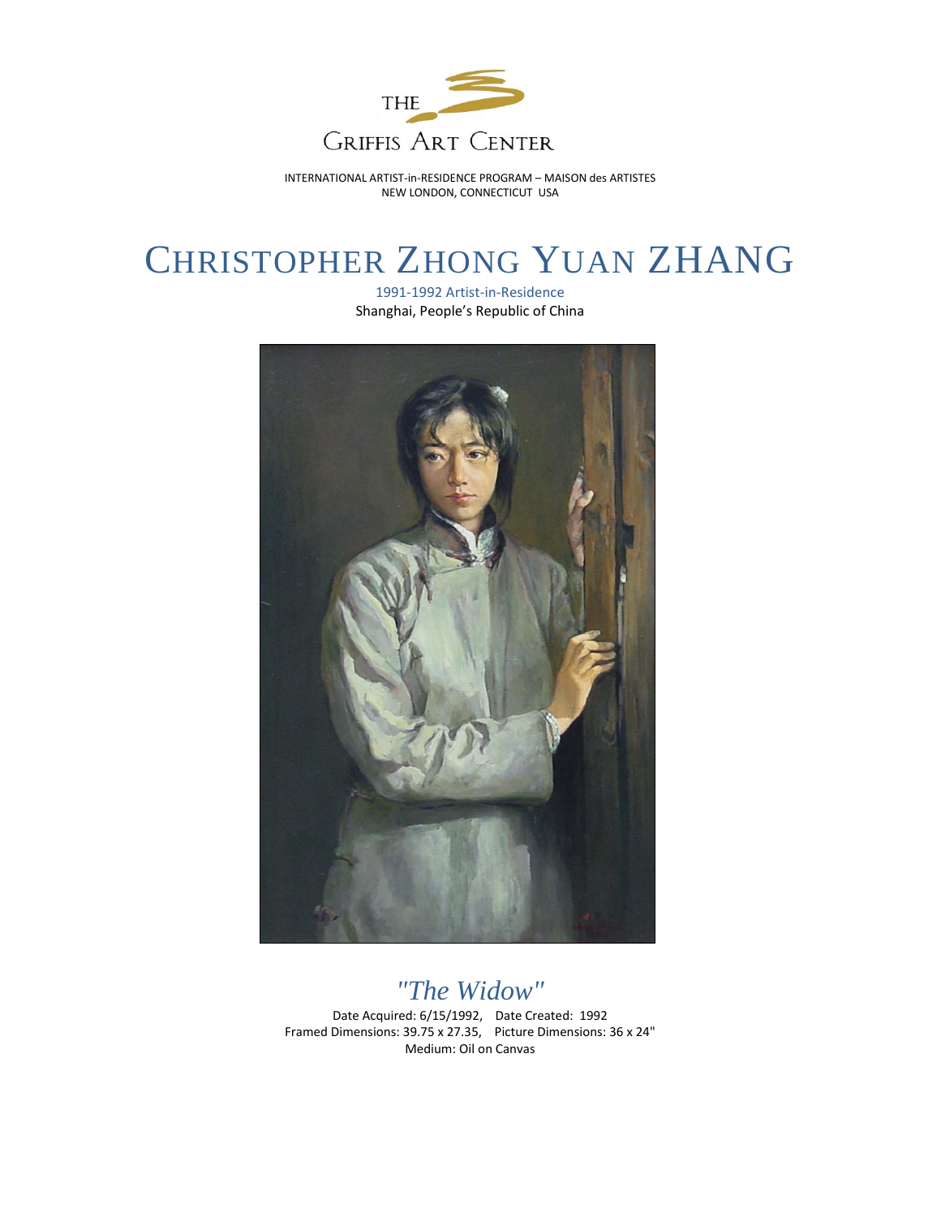THE GRIFFIS ART CENTER

INTERNATIONAL ARTIST-in-RESIDENCE PROGRAM – MAISON des ARTISTES
NEW LONDON, CONNECTICUT USA

# CHRISTOPHER ZHONG YUAN ZHANG

1991-1992 Artist-in-Residence
Shanghai, People's Republic of China

## *"The Widow"*

Date Acquired: 6/15/1992, Date Created: 1992
Framed Dimensions: 39.75 x 27.35, Picture Dimensions: 36 x 24"
Medium: Oil on Canvas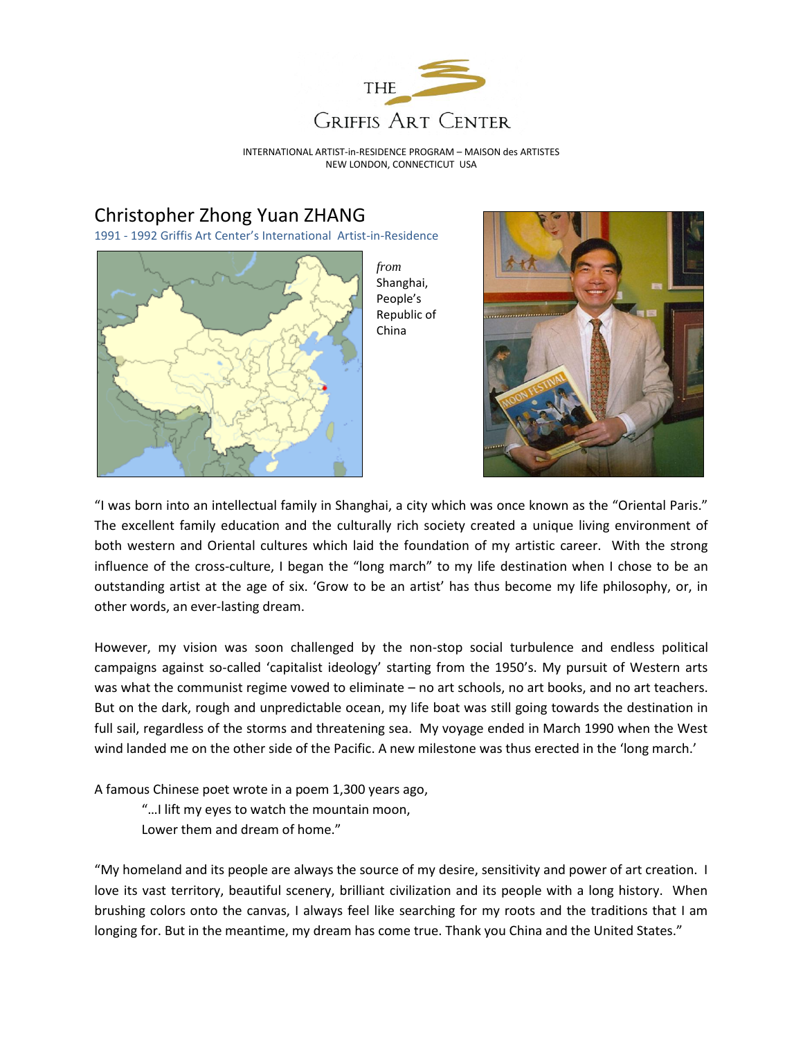THE

GRIFFIS ART CENTER

INTERNATIONAL ARTIST-in-RESIDENCE PROGRAM – MAISON des ARTISTES
NEW LONDON, CONNECTICUT USA

# Christopher Zhong Yuan ZHANG

1991 - 1992 Griffis Art Center's International Artist-in-Residence

*from* Shanghai, People's Republic of China

"I was born into an intellectual family in Shanghai, a city which was once known as the "Oriental Paris." The excellent family education and the culturally rich society created a unique living environment of both western and Oriental cultures which laid the foundation of my artistic career. With the strong influence of the cross-culture, I began the "long march" to my life destination when I chose to be an outstanding artist at the age of six. 'Grow to be an artist' has thus become my life philosophy, or, in other words, an ever-lasting dream.

However, my vision was soon challenged by the non-stop social turbulence and endless political campaigns against so-called 'capitalist ideology' starting from the 1950's. My pursuit of Western arts was what the communist regime vowed to eliminate – no art schools, no art books, and no art teachers. But on the dark, rough and unpredictable ocean, my life boat was still going towards the destination in full sail, regardless of the storms and threatening sea. My voyage ended in March 1990 when the West wind landed me on the other side of the Pacific. A new milestone was thus erected in the 'long march.'

A famous Chinese poet wrote in a poem 1,300 years ago,

> "…I lift my eyes to watch the mountain moon,
> Lower them and dream of home."

"My homeland and its people are always the source of my desire, sensitivity and power of art creation. I love its vast territory, beautiful scenery, brilliant civilization and its people with a long history. When brushing colors onto the canvas, I always feel like searching for my roots and the traditions that I am longing for. But in the meantime, my dream has come true. Thank you China and the United States."